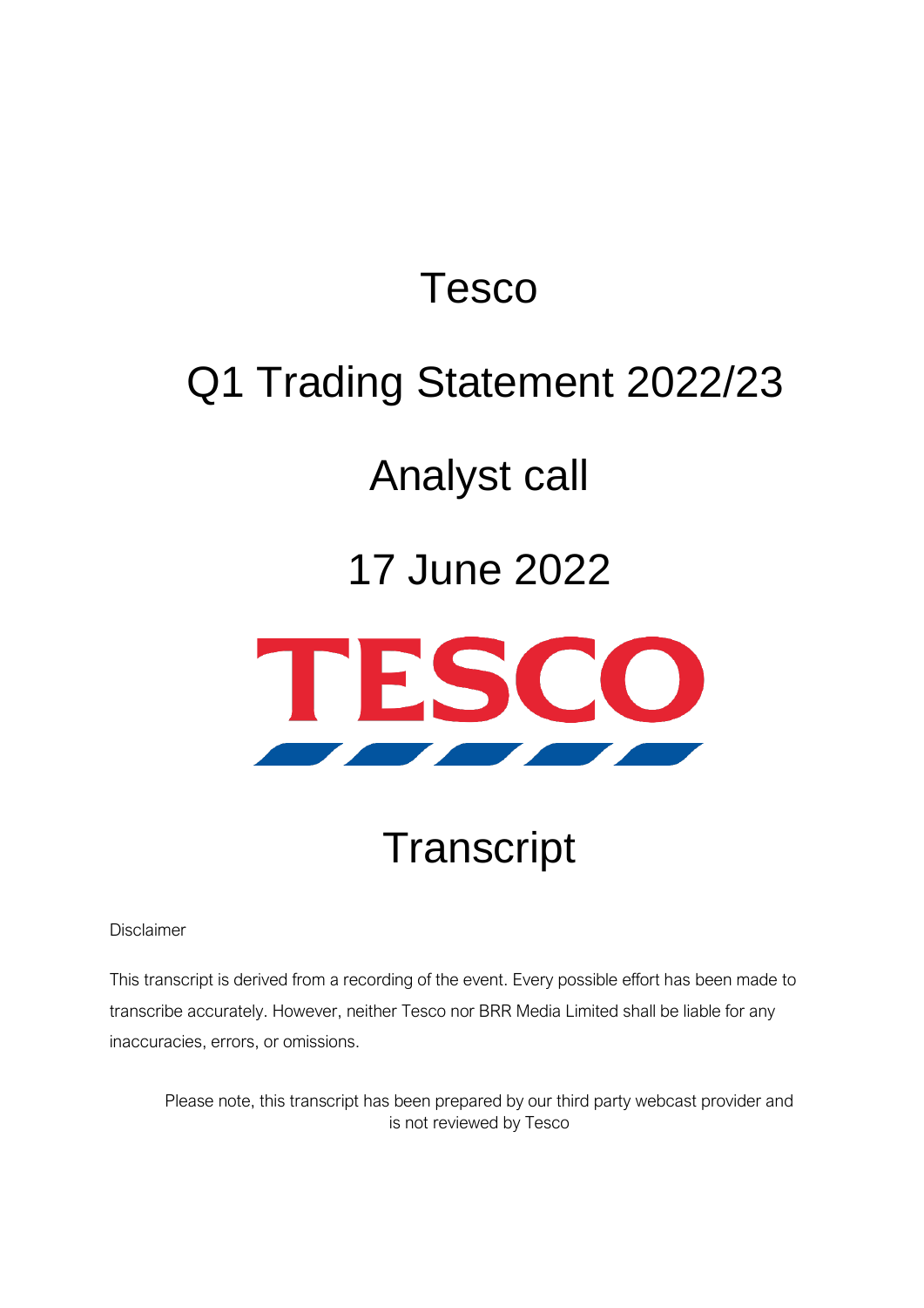# Tesco

# Q1 Trading Statement 2022/23

# Analyst call

# 17 June 2022

TESCO

# Transcript

Disclaimer

This transcript is derived from a recording of the event. Every possible effort has been made to transcribe accurately. However, neither Tesco nor BRR Media Limited shall be liable for any inaccuracies, errors, or omissions.

Please note, this transcript has been prepared by our third party webcast provider and is not reviewed by Tesco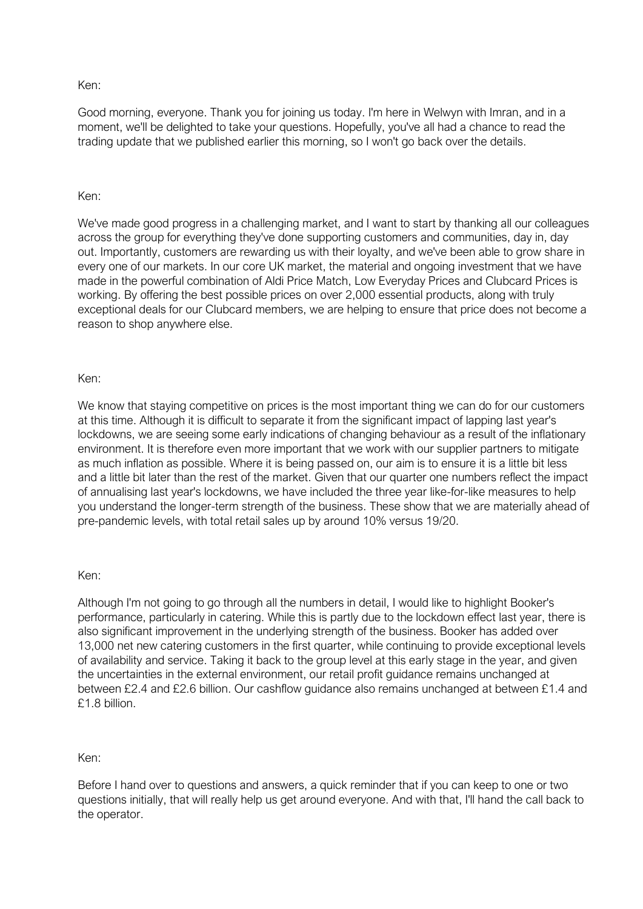Ken:

Good morning, everyone. Thank you for joining us today. I'm here in Welwyn with Imran, and in a moment, we'll be delighted to take your questions. Hopefully, you've all had a chance to read the trading update that we published earlier this morning, so I won't go back over the details.

Ken:

We've made good progress in a challenging market, and I want to start by thanking all our colleagues across the group for everything they've done supporting customers and communities, day in, day out. Importantly, customers are rewarding us with their loyalty, and we've been able to grow share in every one of our markets. In our core UK market, the material and ongoing investment that we have made in the powerful combination of Aldi Price Match, Low Everyday Prices and Clubcard Prices is working. By offering the best possible prices on over 2,000 essential products, along with truly exceptional deals for our Clubcard members, we are helping to ensure that price does not become a reason to shop anywhere else.

Ken:

We know that staying competitive on prices is the most important thing we can do for our customers at this time. Although it is difficult to separate it from the significant impact of lapping last year's lockdowns, we are seeing some early indications of changing behaviour as a result of the inflationary environment. It is therefore even more important that we work with our supplier partners to mitigate as much inflation as possible. Where it is being passed on, our aim is to ensure it is a little bit less and a little bit later than the rest of the market. Given that our quarter one numbers reflect the impact of annualising last year's lockdowns, we have included the three year like-for-like measures to help you understand the longer-term strength of the business. These show that we are materially ahead of pre-pandemic levels, with total retail sales up by around 10% versus 19/20.

Ken:

Although I'm not going to go through all the numbers in detail, I would like to highlight Booker's performance, particularly in catering. While this is partly due to the lockdown effect last year, there is also significant improvement in the underlying strength of the business. Booker has added over 13,000 net new catering customers in the first quarter, while continuing to provide exceptional levels of availability and service. Taking it back to the group level at this early stage in the year, and given the uncertainties in the external environment, our retail profit guidance remains unchanged at between £2.4 and £2.6 billion. Our cashflow guidance also remains unchanged at between £1.4 and £1.8 billion.

Ken:

Before I hand over to questions and answers, a quick reminder that if you can keep to one or two questions initially, that will really help us get around everyone. And with that, I'll hand the call back to the operator.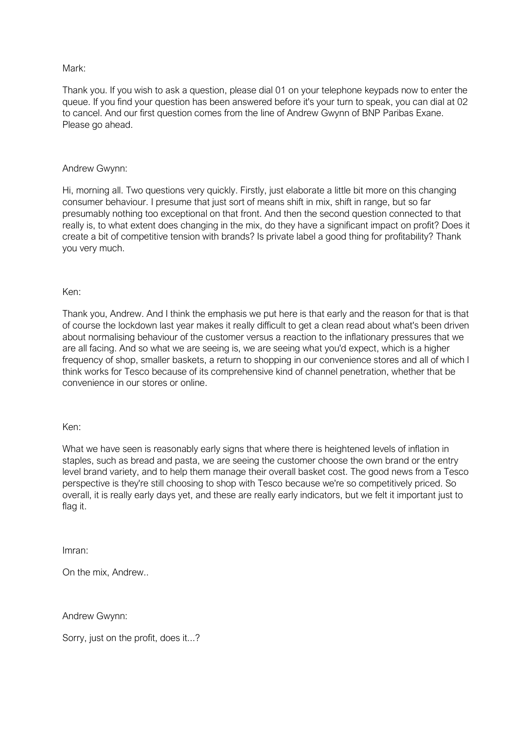Mark:

Thank you. If you wish to ask a question, please dial 01 on your telephone keypads now to enter the queue. If you find your question has been answered before it's your turn to speak, you can dial at 02 to cancel. And our first question comes from the line of Andrew Gwynn of BNP Paribas Exane. Please go ahead.

Andrew Gwynn:

Hi, morning all. Two questions very quickly. Firstly, just elaborate a little bit more on this changing consumer behaviour. I presume that just sort of means shift in mix, shift in range, but so far presumably nothing too exceptional on that front. And then the second question connected to that really is, to what extent does changing in the mix, do they have a significant impact on profit? Does it create a bit of competitive tension with brands? Is private label a good thing for profitability? Thank you very much.

Ken:

Thank you, Andrew. And I think the emphasis we put here is that early and the reason for that is that of course the lockdown last year makes it really difficult to get a clean read about what's been driven about normalising behaviour of the customer versus a reaction to the inflationary pressures that we are all facing. And so what we are seeing is, we are seeing what you'd expect, which is a higher frequency of shop, smaller baskets, a return to shopping in our convenience stores and all of which I think works for Tesco because of its comprehensive kind of channel penetration, whether that be convenience in our stores or online.

Ken:

What we have seen is reasonably early signs that where there is heightened levels of inflation in staples, such as bread and pasta, we are seeing the customer choose the own brand or the entry level brand variety, and to help them manage their overall basket cost. The good news from a Tesco perspective is they're still choosing to shop with Tesco because we're so competitively priced. So overall, it is really early days yet, and these are really early indicators, but we felt it important just to flag it.

Imran:

On the mix, Andrew..

Andrew Gwynn:

Sorry, just on the profit, does it...?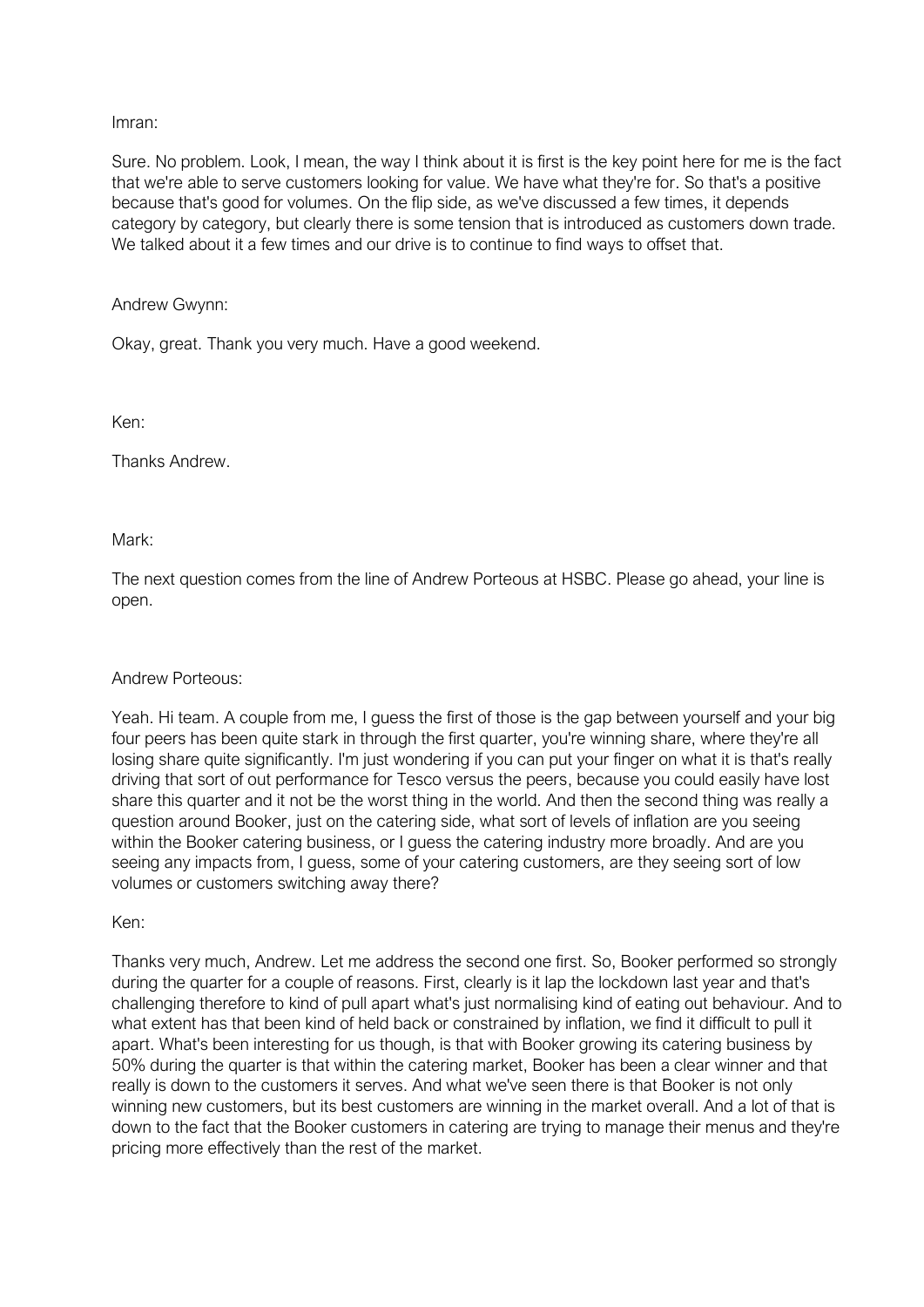Imran:

Sure. No problem. Look, I mean, the way I think about it is first is the key point here for me is the fact that we're able to serve customers looking for value. We have what they're for. So that's a positive because that's good for volumes. On the flip side, as we've discussed a few times, it depends category by category, but clearly there is some tension that is introduced as customers down trade. We talked about it a few times and our drive is to continue to find ways to offset that.

Andrew Gwynn:

Okay, great. Thank you very much. Have a good weekend.

Ken:

Thanks Andrew.

Mark:

The next question comes from the line of Andrew Porteous at HSBC. Please go ahead, your line is open.

Andrew Porteous:

Yeah. Hi team. A couple from me, I guess the first of those is the gap between yourself and your big four peers has been quite stark in through the first quarter, you're winning share, where they're all losing share quite significantly. I'm just wondering if you can put your finger on what it is that's really driving that sort of out performance for Tesco versus the peers, because you could easily have lost share this quarter and it not be the worst thing in the world. And then the second thing was really a question around Booker, just on the catering side, what sort of levels of inflation are you seeing within the Booker catering business, or I guess the catering industry more broadly. And are you seeing any impacts from, I guess, some of your catering customers, are they seeing sort of low volumes or customers switching away there?

Ken:

Thanks very much, Andrew. Let me address the second one first. So, Booker performed so strongly during the quarter for a couple of reasons. First, clearly is it lap the lockdown last year and that's challenging therefore to kind of pull apart what's just normalising kind of eating out behaviour. And to what extent has that been kind of held back or constrained by inflation, we find it difficult to pull it apart. What's been interesting for us though, is that with Booker growing its catering business by 50% during the quarter is that within the catering market, Booker has been a clear winner and that really is down to the customers it serves. And what we've seen there is that Booker is not only winning new customers, but its best customers are winning in the market overall. And a lot of that is down to the fact that the Booker customers in catering are trying to manage their menus and they're pricing more effectively than the rest of the market.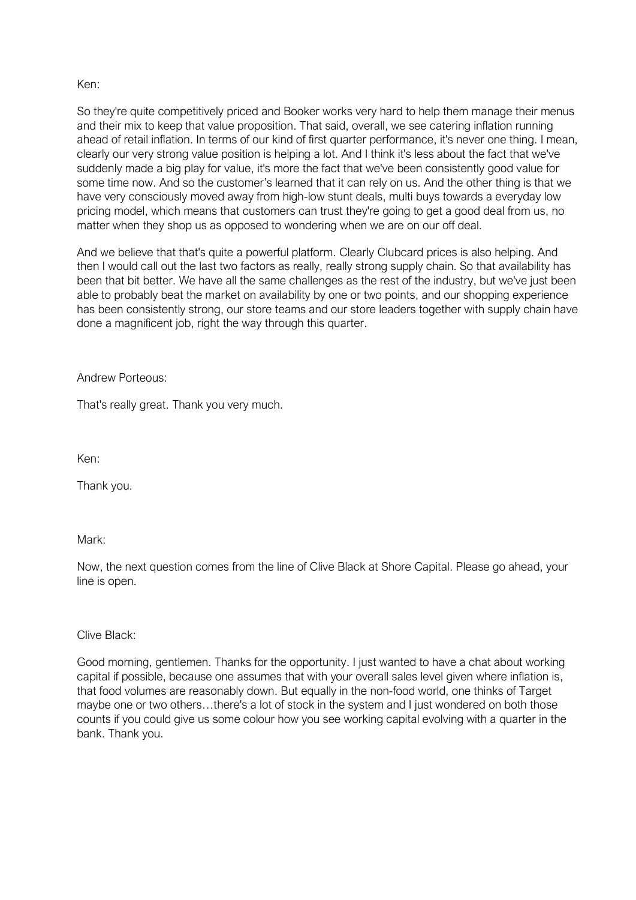Ken:

So they're quite competitively priced and Booker works very hard to help them manage their menus and their mix to keep that value proposition. That said, overall, we see catering inflation running ahead of retail inflation. In terms of our kind of first quarter performance, it's never one thing. I mean, clearly our very strong value position is helping a lot. And I think it's less about the fact that we've suddenly made a big play for value, it's more the fact that we've been consistently good value for some time now. And so the customer's learned that it can rely on us. And the other thing is that we have very consciously moved away from high-low stunt deals, multi buys towards a everyday low pricing model, which means that customers can trust they're going to get a good deal from us, no matter when they shop us as opposed to wondering when we are on our off deal.

And we believe that that's quite a powerful platform. Clearly Clubcard prices is also helping. And then I would call out the last two factors as really, really strong supply chain. So that availability has been that bit better. We have all the same challenges as the rest of the industry, but we've just been able to probably beat the market on availability by one or two points, and our shopping experience has been consistently strong, our store teams and our store leaders together with supply chain have done a magnificent job, right the way through this quarter.

Andrew Porteous:

That's really great. Thank you very much.

Ken:

Thank you.

Mark:

Now, the next question comes from the line of Clive Black at Shore Capital. Please go ahead, your line is open.

Clive Black:

Good morning, gentlemen. Thanks for the opportunity. I just wanted to have a chat about working capital if possible, because one assumes that with your overall sales level given where inflation is, that food volumes are reasonably down. But equally in the non-food world, one thinks of Target maybe one or two others…there's a lot of stock in the system and I just wondered on both those counts if you could give us some colour how you see working capital evolving with a quarter in the bank. Thank you.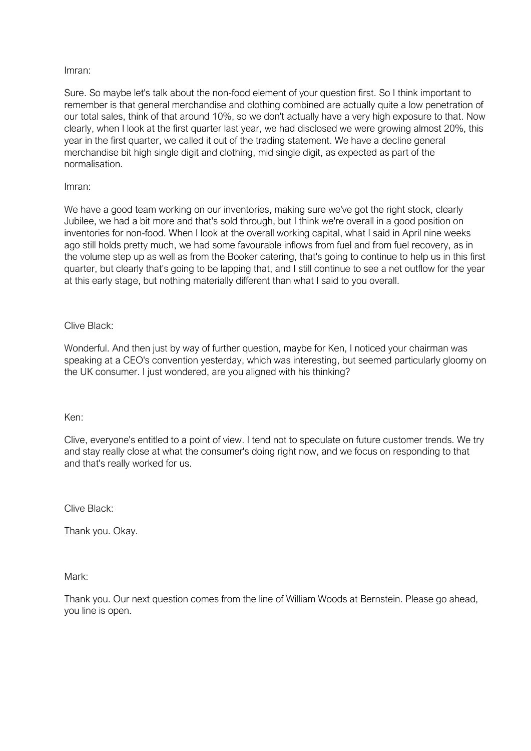Imran:

Sure. So maybe let's talk about the non-food element of your question first. So I think important to remember is that general merchandise and clothing combined are actually quite a low penetration of our total sales, think of that around 10%, so we don't actually have a very high exposure to that. Now clearly, when I look at the first quarter last year, we had disclosed we were growing almost 20%, this year in the first quarter, we called it out of the trading statement. We have a decline general merchandise bit high single digit and clothing, mid single digit, as expected as part of the normalisation.

Imran:

We have a good team working on our inventories, making sure we've got the right stock, clearly Jubilee, we had a bit more and that's sold through, but I think we're overall in a good position on inventories for non-food. When I look at the overall working capital, what I said in April nine weeks ago still holds pretty much, we had some favourable inflows from fuel and from fuel recovery, as in the volume step up as well as from the Booker catering, that's going to continue to help us in this first quarter, but clearly that's going to be lapping that, and I still continue to see a net outflow for the year at this early stage, but nothing materially different than what I said to you overall.

Clive Black:

Wonderful. And then just by way of further question, maybe for Ken, I noticed your chairman was speaking at a CEO's convention yesterday, which was interesting, but seemed particularly gloomy on the UK consumer. I just wondered, are you aligned with his thinking?

Ken:

Clive, everyone's entitled to a point of view. I tend not to speculate on future customer trends. We try and stay really close at what the consumer's doing right now, and we focus on responding to that and that's really worked for us.

Clive Black:

Thank you. Okay.

Mark:

Thank you. Our next question comes from the line of William Woods at Bernstein. Please go ahead, you line is open.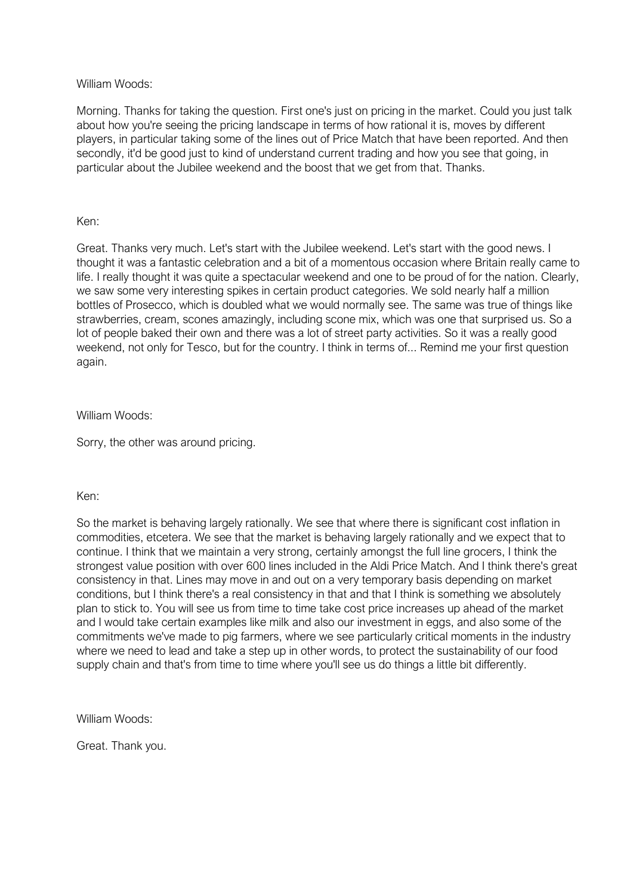William Woods:

Morning. Thanks for taking the question. First one's just on pricing in the market. Could you just talk about how you're seeing the pricing landscape in terms of how rational it is, moves by different players, in particular taking some of the lines out of Price Match that have been reported. And then secondly, it'd be good just to kind of understand current trading and how you see that going, in particular about the Jubilee weekend and the boost that we get from that. Thanks.

Ken:

Great. Thanks very much. Let's start with the Jubilee weekend. Let's start with the good news. I thought it was a fantastic celebration and a bit of a momentous occasion where Britain really came to life. I really thought it was quite a spectacular weekend and one to be proud of for the nation. Clearly, we saw some very interesting spikes in certain product categories. We sold nearly half a million bottles of Prosecco, which is doubled what we would normally see. The same was true of things like strawberries, cream, scones amazingly, including scone mix, which was one that surprised us. So a lot of people baked their own and there was a lot of street party activities. So it was a really good weekend, not only for Tesco, but for the country. I think in terms of... Remind me your first question again.

William Woods:

Sorry, the other was around pricing.

Ken:

So the market is behaving largely rationally. We see that where there is significant cost inflation in commodities, etcetera. We see that the market is behaving largely rationally and we expect that to continue. I think that we maintain a very strong, certainly amongst the full line grocers, I think the strongest value position with over 600 lines included in the Aldi Price Match. And I think there's great consistency in that. Lines may move in and out on a very temporary basis depending on market conditions, but I think there's a real consistency in that and that I think is something we absolutely plan to stick to. You will see us from time to time take cost price increases up ahead of the market and I would take certain examples like milk and also our investment in eggs, and also some of the commitments we've made to pig farmers, where we see particularly critical moments in the industry where we need to lead and take a step up in other words, to protect the sustainability of our food supply chain and that's from time to time where you'll see us do things a little bit differently.

William Woods:

Great. Thank you.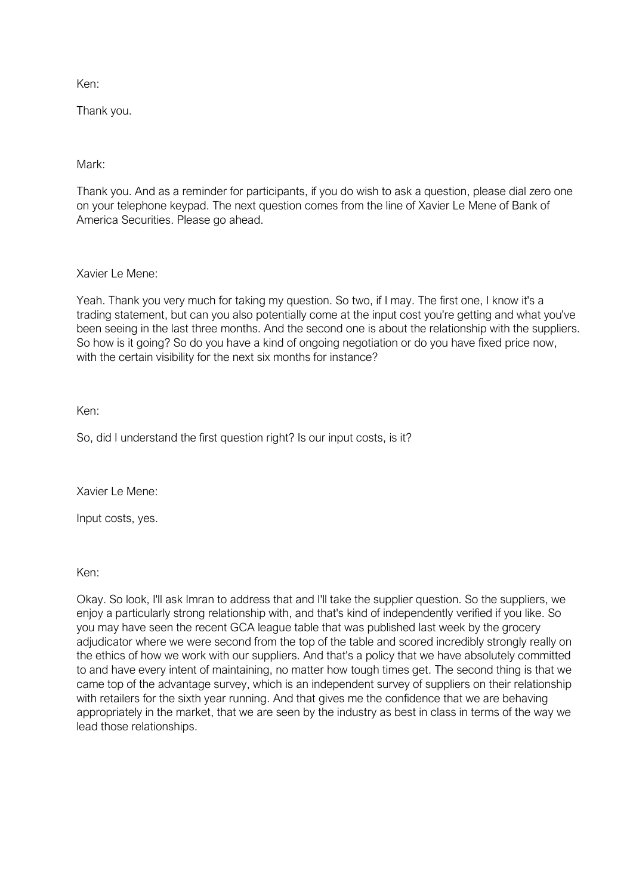Ken:

Thank you.

Mark:

Thank you. And as a reminder for participants, if you do wish to ask a question, please dial zero one on your telephone keypad. The next question comes from the line of Xavier Le Mene of Bank of America Securities. Please go ahead.

Xavier Le Mene:

Yeah. Thank you very much for taking my question. So two, if I may. The first one, I know it's a trading statement, but can you also potentially come at the input cost you're getting and what you've been seeing in the last three months. And the second one is about the relationship with the suppliers. So how is it going? So do you have a kind of ongoing negotiation or do you have fixed price now, with the certain visibility for the next six months for instance?

Ken:

So, did I understand the first question right? Is our input costs, is it?

Xavier Le Mene:

Input costs, yes.

Ken:

Okay. So look, I'll ask Imran to address that and I'll take the supplier question. So the suppliers, we enjoy a particularly strong relationship with, and that's kind of independently verified if you like. So you may have seen the recent GCA league table that was published last week by the grocery adjudicator where we were second from the top of the table and scored incredibly strongly really on the ethics of how we work with our suppliers. And that's a policy that we have absolutely committed to and have every intent of maintaining, no matter how tough times get. The second thing is that we came top of the advantage survey, which is an independent survey of suppliers on their relationship with retailers for the sixth year running. And that gives me the confidence that we are behaving appropriately in the market, that we are seen by the industry as best in class in terms of the way we lead those relationships.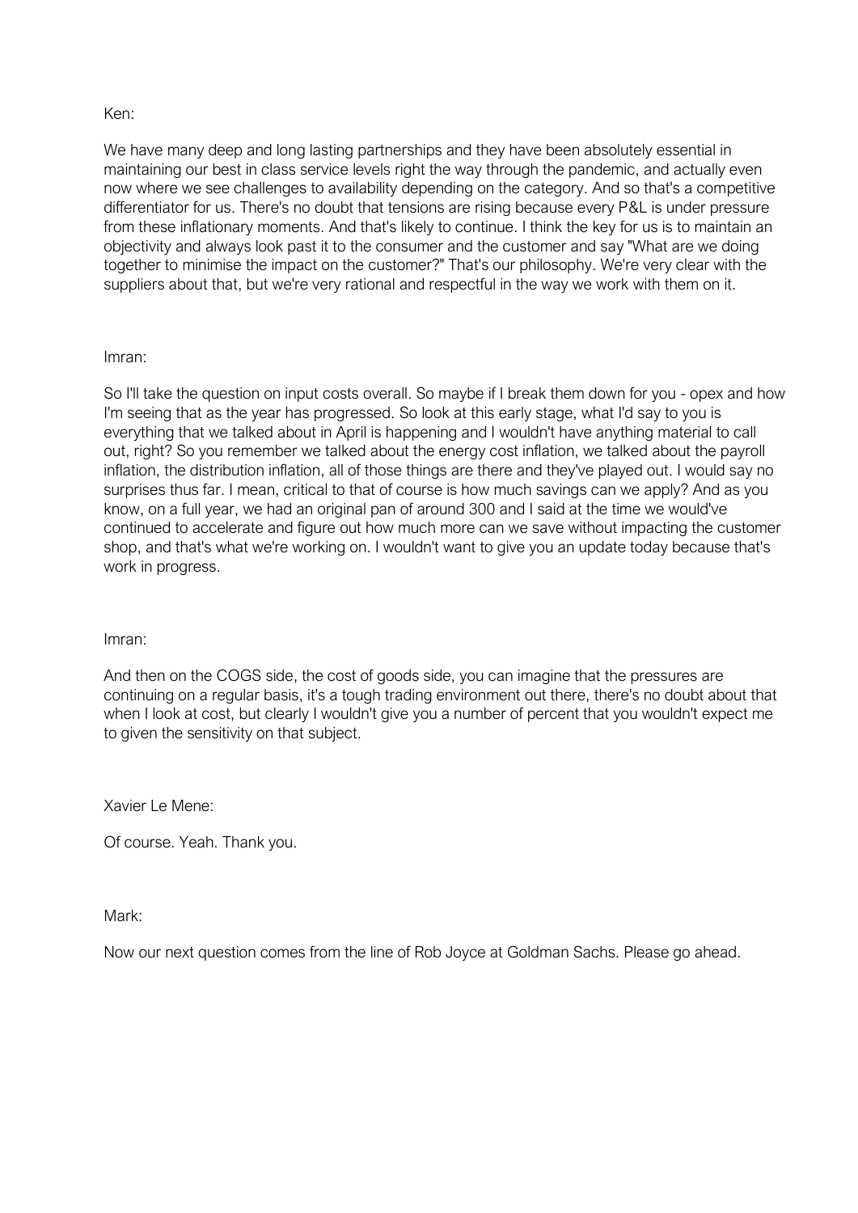Ken:

We have many deep and long lasting partnerships and they have been absolutely essential in maintaining our best in class service levels right the way through the pandemic, and actually even now where we see challenges to availability depending on the category. And so that's a competitive differentiator for us. There's no doubt that tensions are rising because every P&L is under pressure from these inflationary moments. And that's likely to continue. I think the key for us is to maintain an objectivity and always look past it to the consumer and the customer and say "What are we doing together to minimise the impact on the customer?" That's our philosophy. We're very clear with the suppliers about that, but we're very rational and respectful in the way we work with them on it.

Imran:

So I'll take the question on input costs overall. So maybe if I break them down for you - opex and how I'm seeing that as the year has progressed. So look at this early stage, what I'd say to you is everything that we talked about in April is happening and I wouldn't have anything material to call out, right? So you remember we talked about the energy cost inflation, we talked about the payroll inflation, the distribution inflation, all of those things are there and they've played out. I would say no surprises thus far. I mean, critical to that of course is how much savings can we apply? And as you know, on a full year, we had an original pan of around 300 and I said at the time we would've continued to accelerate and figure out how much more can we save without impacting the customer shop, and that's what we're working on. I wouldn't want to give you an update today because that's work in progress.

Imran:

And then on the COGS side, the cost of goods side, you can imagine that the pressures are continuing on a regular basis, it's a tough trading environment out there, there's no doubt about that when I look at cost, but clearly I wouldn't give you a number of percent that you wouldn't expect me to given the sensitivity on that subject.

Xavier Le Mene:

Of course. Yeah. Thank you.

Mark:

Now our next question comes from the line of Rob Joyce at Goldman Sachs. Please go ahead.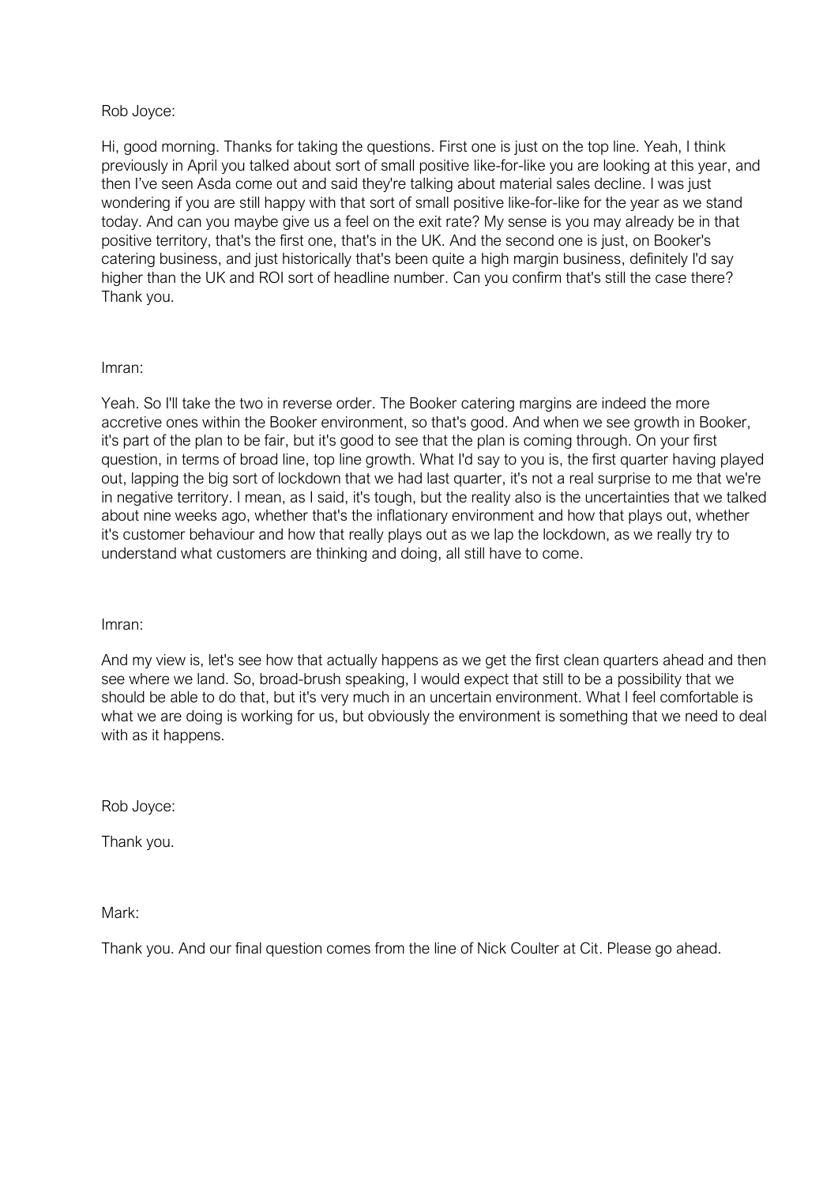Rob Joyce:

Hi, good morning. Thanks for taking the questions. First one is just on the top line. Yeah, I think previously in April you talked about sort of small positive like-for-like you are looking at this year, and then I've seen Asda come out and said they're talking about material sales decline. I was just wondering if you are still happy with that sort of small positive like-for-like for the year as we stand today. And can you maybe give us a feel on the exit rate? My sense is you may already be in that positive territory, that's the first one, that's in the UK. And the second one is just, on Booker's catering business, and just historically that's been quite a high margin business, definitely I'd say higher than the UK and ROI sort of headline number. Can you confirm that's still the case there? Thank you.

Imran:

Yeah. So I'll take the two in reverse order. The Booker catering margins are indeed the more accretive ones within the Booker environment, so that's good. And when we see growth in Booker, it's part of the plan to be fair, but it's good to see that the plan is coming through. On your first question, in terms of broad line, top line growth. What I'd say to you is, the first quarter having played out, lapping the big sort of lockdown that we had last quarter, it's not a real surprise to me that we're in negative territory. I mean, as I said, it's tough, but the reality also is the uncertainties that we talked about nine weeks ago, whether that's the inflationary environment and how that plays out, whether it's customer behaviour and how that really plays out as we lap the lockdown, as we really try to understand what customers are thinking and doing, all still have to come.

Imran:

And my view is, let's see how that actually happens as we get the first clean quarters ahead and then see where we land. So, broad-brush speaking, I would expect that still to be a possibility that we should be able to do that, but it's very much in an uncertain environment. What I feel comfortable is what we are doing is working for us, but obviously the environment is something that we need to deal with as it happens.

Rob Joyce:

Thank you.

Mark:

Thank you. And our final question comes from the line of Nick Coulter at Cit. Please go ahead.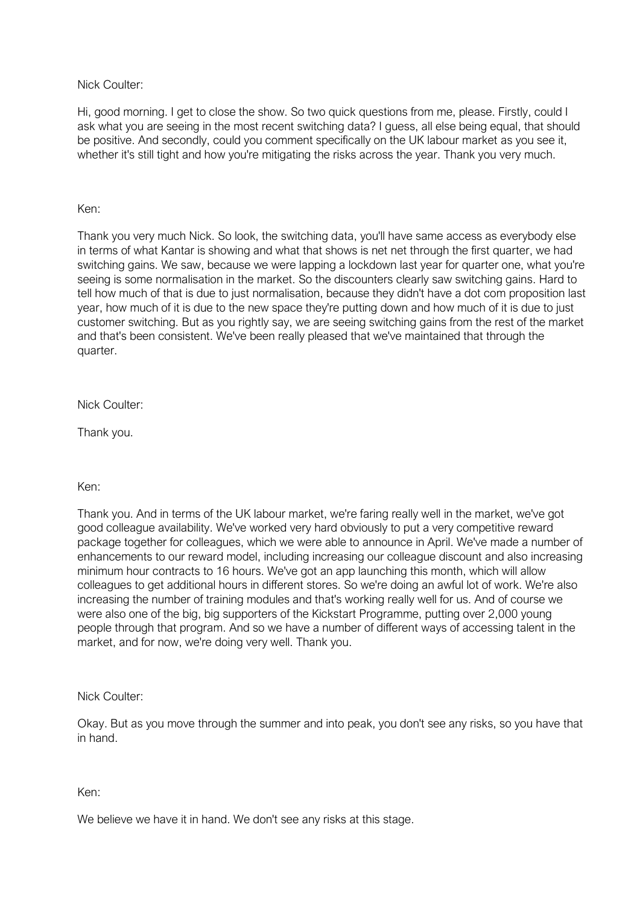Nick Coulter:

Hi, good morning. I get to close the show. So two quick questions from me, please. Firstly, could I ask what you are seeing in the most recent switching data? I guess, all else being equal, that should be positive. And secondly, could you comment specifically on the UK labour market as you see it, whether it's still tight and how you're mitigating the risks across the year. Thank you very much.

Ken:

Thank you very much Nick. So look, the switching data, you'll have same access as everybody else in terms of what Kantar is showing and what that shows is net net through the first quarter, we had switching gains. We saw, because we were lapping a lockdown last year for quarter one, what you're seeing is some normalisation in the market. So the discounters clearly saw switching gains. Hard to tell how much of that is due to just normalisation, because they didn't have a dot com proposition last year, how much of it is due to the new space they're putting down and how much of it is due to just customer switching. But as you rightly say, we are seeing switching gains from the rest of the market and that's been consistent. We've been really pleased that we've maintained that through the quarter.

Nick Coulter:

Thank you.

Ken:

Thank you. And in terms of the UK labour market, we're faring really well in the market, we've got good colleague availability. We've worked very hard obviously to put a very competitive reward package together for colleagues, which we were able to announce in April. We've made a number of enhancements to our reward model, including increasing our colleague discount and also increasing minimum hour contracts to 16 hours. We've got an app launching this month, which will allow colleagues to get additional hours in different stores. So we're doing an awful lot of work. We're also increasing the number of training modules and that's working really well for us. And of course we were also one of the big, big supporters of the Kickstart Programme, putting over 2,000 young people through that program. And so we have a number of different ways of accessing talent in the market, and for now, we're doing very well. Thank you.

Nick Coulter:

Okay. But as you move through the summer and into peak, you don't see any risks, so you have that in hand.

Ken:

We believe we have it in hand. We don't see any risks at this stage.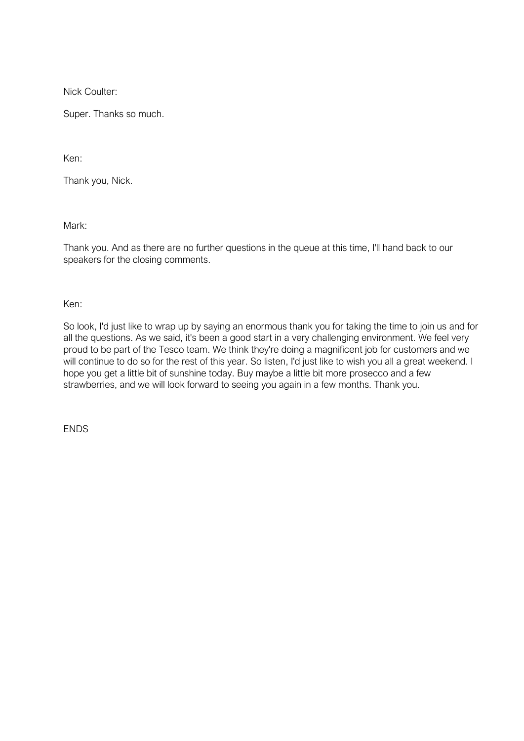Nick Coulter:

Super. Thanks so much.

Ken:

Thank you, Nick.

Mark:

Thank you. And as there are no further questions in the queue at this time, I'll hand back to our speakers for the closing comments.

Ken:

So look, I'd just like to wrap up by saying an enormous thank you for taking the time to join us and for all the questions. As we said, it's been a good start in a very challenging environment. We feel very proud to be part of the Tesco team. We think they're doing a magnificent job for customers and we will continue to do so for the rest of this year. So listen, I'd just like to wish you all a great weekend. I hope you get a little bit of sunshine today. Buy maybe a little bit more prosecco and a few strawberries, and we will look forward to seeing you again in a few months. Thank you.

ENDS